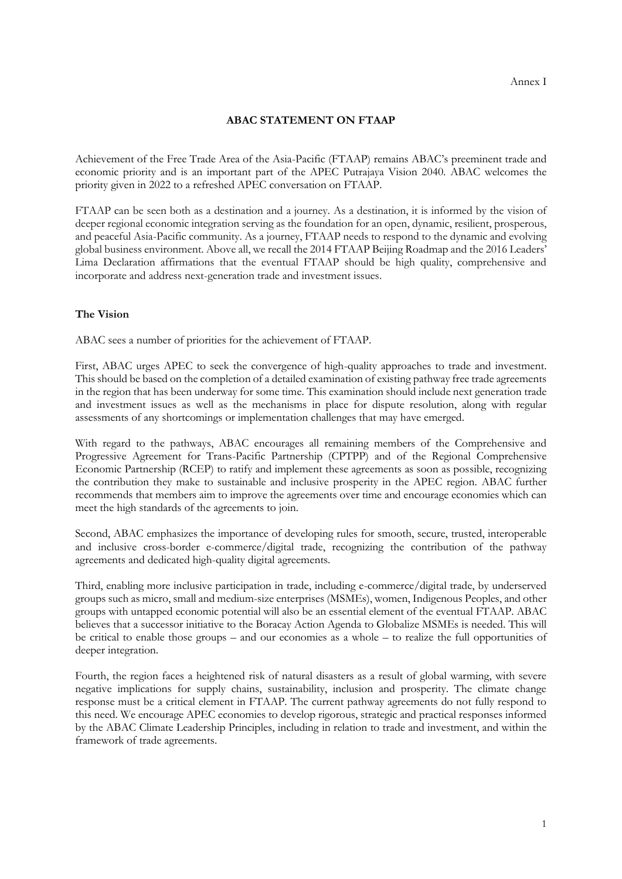Annex I

# ABAC STATEMENT ON FTAAP

Achievement of the Free Trade Area of the Asia-Pacific (FTAAP) remains ABAC's preeminent trade and economic priority and is an important part of the APEC Putrajaya Vision 2040. ABAC welcomes the priority given in 2022 to a refreshed APEC conversation on FTAAP.

FTAAP can be seen both as a destination and a journey. As a destination, it is informed by the vision of deeper regional economic integration serving as the foundation for an open, dynamic, resilient, prosperous, and peaceful Asia-Pacific community. As a journey, FTAAP needs to respond to the dynamic and evolving global business environment. Above all, we recall the 2014 FTAAP Beijing Roadmap and the 2016 Leaders' Lima Declaration affirmations that the eventual FTAAP should be high quality, comprehensive and incorporate and address next-generation trade and investment issues.

## The Vision

ABAC sees a number of priorities for the achievement of FTAAP.

First, ABAC urges APEC to seek the convergence of high-quality approaches to trade and investment. This should be based on the completion of a detailed examination of existing pathway free trade agreements in the region that has been underway for some time. This examination should include next generation trade and investment issues as well as the mechanisms in place for dispute resolution, along with regular assessments of any shortcomings or implementation challenges that may have emerged.

With regard to the pathways, ABAC encourages all remaining members of the Comprehensive and Progressive Agreement for Trans-Pacific Partnership (CPTPP) and of the Regional Comprehensive Economic Partnership (RCEP) to ratify and implement these agreements as soon as possible, recognizing the contribution they make to sustainable and inclusive prosperity in the APEC region. ABAC further recommends that members aim to improve the agreements over time and encourage economies which can meet the high standards of the agreements to join.

Second, ABAC emphasizes the importance of developing rules for smooth, secure, trusted, interoperable and inclusive cross-border e-commerce/digital trade, recognizing the contribution of the pathway agreements and dedicated high-quality digital agreements.

Third, enabling more inclusive participation in trade, including e-commerce/digital trade, by underserved groups such as micro, small and medium-size enterprises (MSMEs), women, Indigenous Peoples, and other groups with untapped economic potential will also be an essential element of the eventual FTAAP. ABAC believes that a successor initiative to the Boracay Action Agenda to Globalize MSMEs is needed. This will be critical to enable those groups – and our economies as a whole – to realize the full opportunities of deeper integration.

Fourth, the region faces a heightened risk of natural disasters as a result of global warming, with severe negative implications for supply chains, sustainability, inclusion and prosperity. The climate change response must be a critical element in FTAAP. The current pathway agreements do not fully respond to this need. We encourage APEC economies to develop rigorous, strategic and practical responses informed by the ABAC Climate Leadership Principles, including in relation to trade and investment, and within the framework of trade agreements.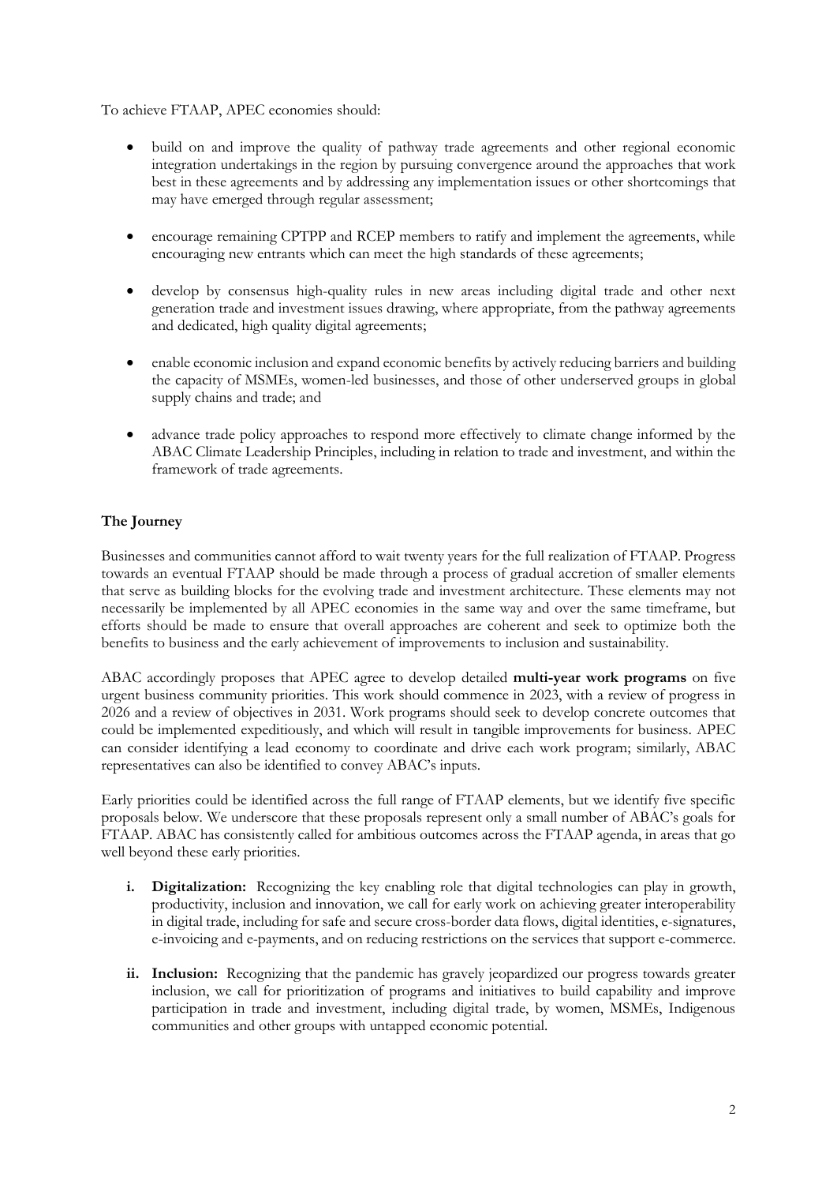To achieve FTAAP, APEC economies should:

- build on and improve the quality of pathway trade agreements and other regional economic integration undertakings in the region by pursuing convergence around the approaches that work best in these agreements and by addressing any implementation issues or other shortcomings that may have emerged through regular assessment;

- encourage remaining CPTPP and RCEP members to ratify and implement the agreements, while encouraging new entrants which can meet the high standards of these agreements;

- develop by consensus high-quality rules in new areas including digital trade and other next generation trade and investment issues drawing, where appropriate, from the pathway agreements and dedicated, high quality digital agreements;

- enable economic inclusion and expand economic benefits by actively reducing barriers and building the capacity of MSMEs, women-led businesses, and those of other underserved groups in global supply chains and trade; and

- advance trade policy approaches to respond more effectively to climate change informed by the ABAC Climate Leadership Principles, including in relation to trade and investment, and within the framework of trade agreements.

## The Journey

Businesses and communities cannot afford to wait twenty years for the full realization of FTAAP. Progress towards an eventual FTAAP should be made through a process of gradual accretion of smaller elements that serve as building blocks for the evolving trade and investment architecture. These elements may not necessarily be implemented by all APEC economies in the same way and over the same timeframe, but efforts should be made to ensure that overall approaches are coherent and seek to optimize both the benefits to business and the early achievement of improvements to inclusion and sustainability.

ABAC accordingly proposes that APEC agree to develop detailed **multi-year work programs** on five urgent business community priorities. This work should commence in 2023, with a review of progress in 2026 and a review of objectives in 2031. Work programs should seek to develop concrete outcomes that could be implemented expeditiously, and which will result in tangible improvements for business. APEC can consider identifying a lead economy to coordinate and drive each work program; similarly, ABAC representatives can also be identified to convey ABAC's inputs.

Early priorities could be identified across the full range of FTAAP elements, but we identify five specific proposals below. We underscore that these proposals represent only a small number of ABAC's goals for FTAAP. ABAC has consistently called for ambitious outcomes across the FTAAP agenda, in areas that go well beyond these early priorities.

i. **Digitalization:** Recognizing the key enabling role that digital technologies can play in growth, productivity, inclusion and innovation, we call for early work on achieving greater interoperability in digital trade, including for safe and secure cross-border data flows, digital identities, e-signatures, e-invoicing and e-payments, and on reducing restrictions on the services that support e-commerce.

ii. **Inclusion:** Recognizing that the pandemic has gravely jeopardized our progress towards greater inclusion, we call for prioritization of programs and initiatives to build capability and improve participation in trade and investment, including digital trade, by women, MSMEs, Indigenous communities and other groups with untapped economic potential.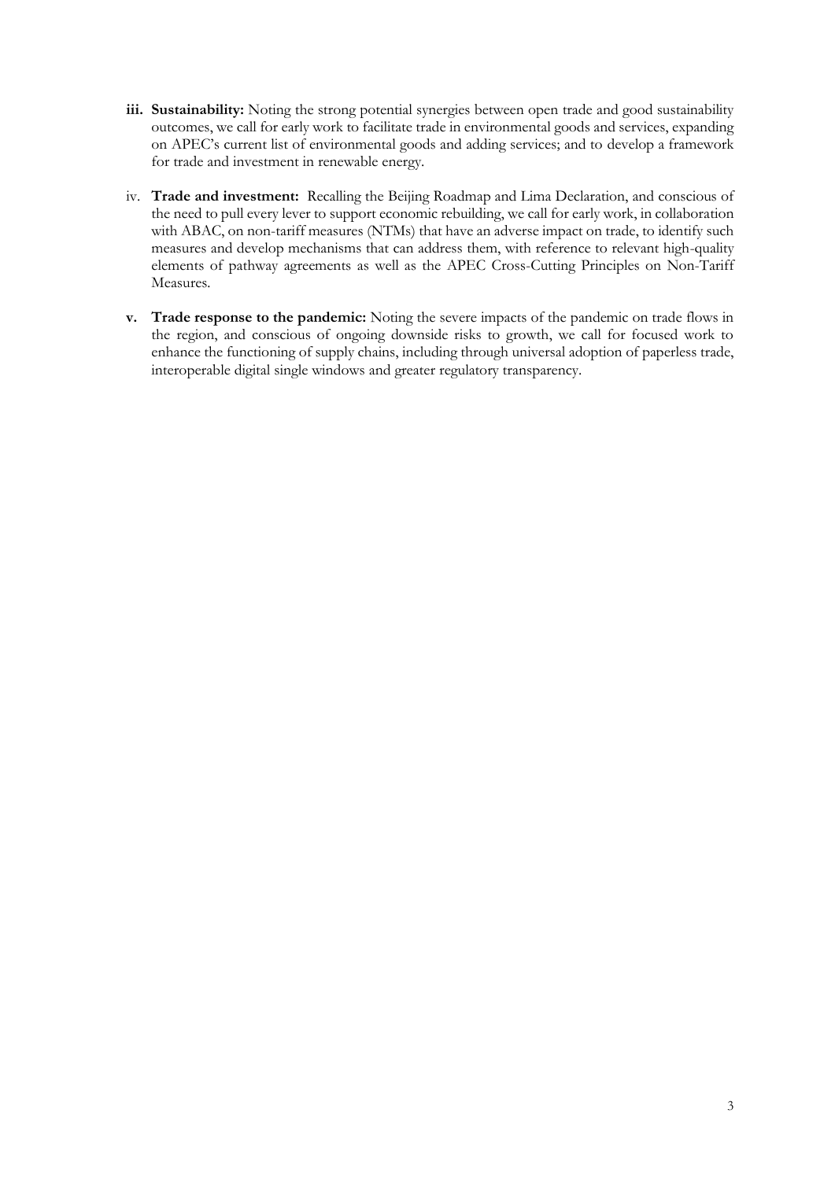**iii. Sustainability:** Noting the strong potential synergies between open trade and good sustainability outcomes, we call for early work to facilitate trade in environmental goods and services, expanding on APEC's current list of environmental goods and adding services; and to develop a framework for trade and investment in renewable energy.

iv. **Trade and investment:** Recalling the Beijing Roadmap and Lima Declaration, and conscious of the need to pull every lever to support economic rebuilding, we call for early work, in collaboration with ABAC, on non-tariff measures (NTMs) that have an adverse impact on trade, to identify such measures and develop mechanisms that can address them, with reference to relevant high-quality elements of pathway agreements as well as the APEC Cross-Cutting Principles on Non-Tariff Measures.

**v. Trade response to the pandemic:** Noting the severe impacts of the pandemic on trade flows in the region, and conscious of ongoing downside risks to growth, we call for focused work to enhance the functioning of supply chains, including through universal adoption of paperless trade, interoperable digital single windows and greater regulatory transparency.